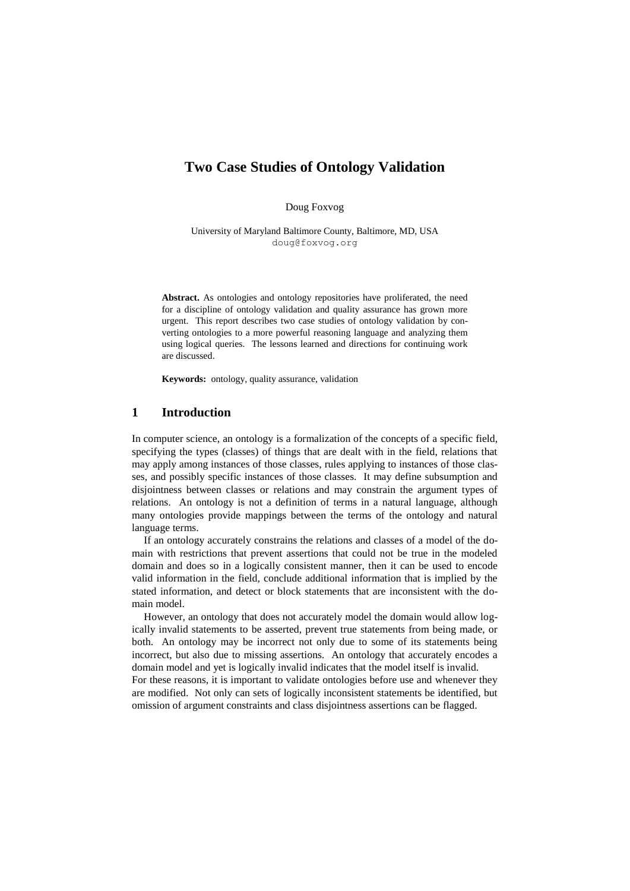# Two Case Studies of Ontology Validation

Doug Foxvog

University of Maryland Baltimore County, Baltimore, MD, USA
doug@foxvog.org

**Abstract.** As ontologies and ontology repositories have proliferated, the need for a discipline of ontology validation and quality assurance has grown more urgent. This report describes two case studies of ontology validation by converting ontologies to a more powerful reasoning language and analyzing them using logical queries. The lessons learned and directions for continuing work are discussed.

**Keywords:** ontology, quality assurance, validation

## 1 Introduction

In computer science, an ontology is a formalization of the concepts of a specific field, specifying the types (classes) of things that are dealt with in the field, relations that may apply among instances of those classes, rules applying to instances of those classes, and possibly specific instances of those classes. It may define subsumption and disjointness between classes or relations and may constrain the argument types of relations. An ontology is not a definition of terms in a natural language, although many ontologies provide mappings between the terms of the ontology and natural language terms.

If an ontology accurately constrains the relations and classes of a model of the domain with restrictions that prevent assertions that could not be true in the modeled domain and does so in a logically consistent manner, then it can be used to encode valid information in the field, conclude additional information that is implied by the stated information, and detect or block statements that are inconsistent with the domain model.

However, an ontology that does not accurately model the domain would allow logically invalid statements to be asserted, prevent true statements from being made, or both. An ontology may be incorrect not only due to some of its statements being incorrect, but also due to missing assertions. An ontology that accurately encodes a domain model and yet is logically invalid indicates that the model itself is invalid.

For these reasons, it is important to validate ontologies before use and whenever they are modified. Not only can sets of logically inconsistent statements be identified, but omission of argument constraints and class disjointness assertions can be flagged.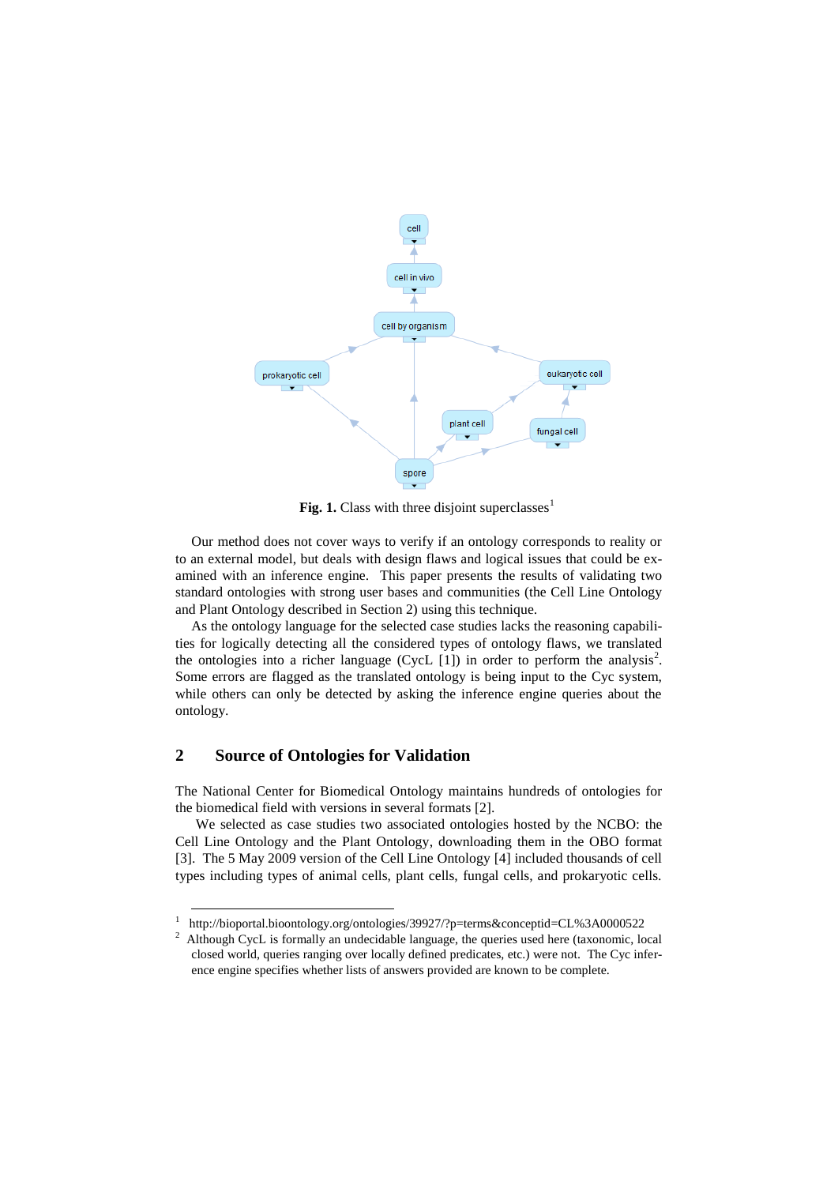**Fig. 1.** Class with three disjoint superclasses[1]

Our method does not cover ways to verify if an ontology corresponds to reality or to an external model, but deals with design flaws and logical issues that could be examined with an inference engine. This paper presents the results of validating two standard ontologies with strong user bases and communities (the Cell Line Ontology and Plant Ontology described in Section 2) using this technique.

As the ontology language for the selected case studies lacks the reasoning capabilities for logically detecting all the considered types of ontology flaws, we translated the ontologies into a richer language (CycL [1]) in order to perform the analysis[2]. Some errors are flagged as the translated ontology is being input to the Cyc system, while others can only be detected by asking the inference engine queries about the ontology.

## 2 Source of Ontologies for Validation

The National Center for Biomedical Ontology maintains hundreds of ontologies for the biomedical field with versions in several formats [2].

We selected as case studies two associated ontologies hosted by the NCBO: the Cell Line Ontology and the Plant Ontology, downloading them in the OBO format [3]. The 5 May 2009 version of the Cell Line Ontology [4] included thousands of cell types including types of animal cells, plant cells, fungal cells, and prokaryotic cells.

---

[1] http://bioportal.bioontology.org/ontologies/39927/?p=terms&conceptid=CL%3A0000522

[2] Although CycL is formally an undecidable language, the queries used here (taxonomic, local closed world, queries ranging over locally defined predicates, etc.) were not. The Cyc inference engine specifies whether lists of answers provided are known to be complete.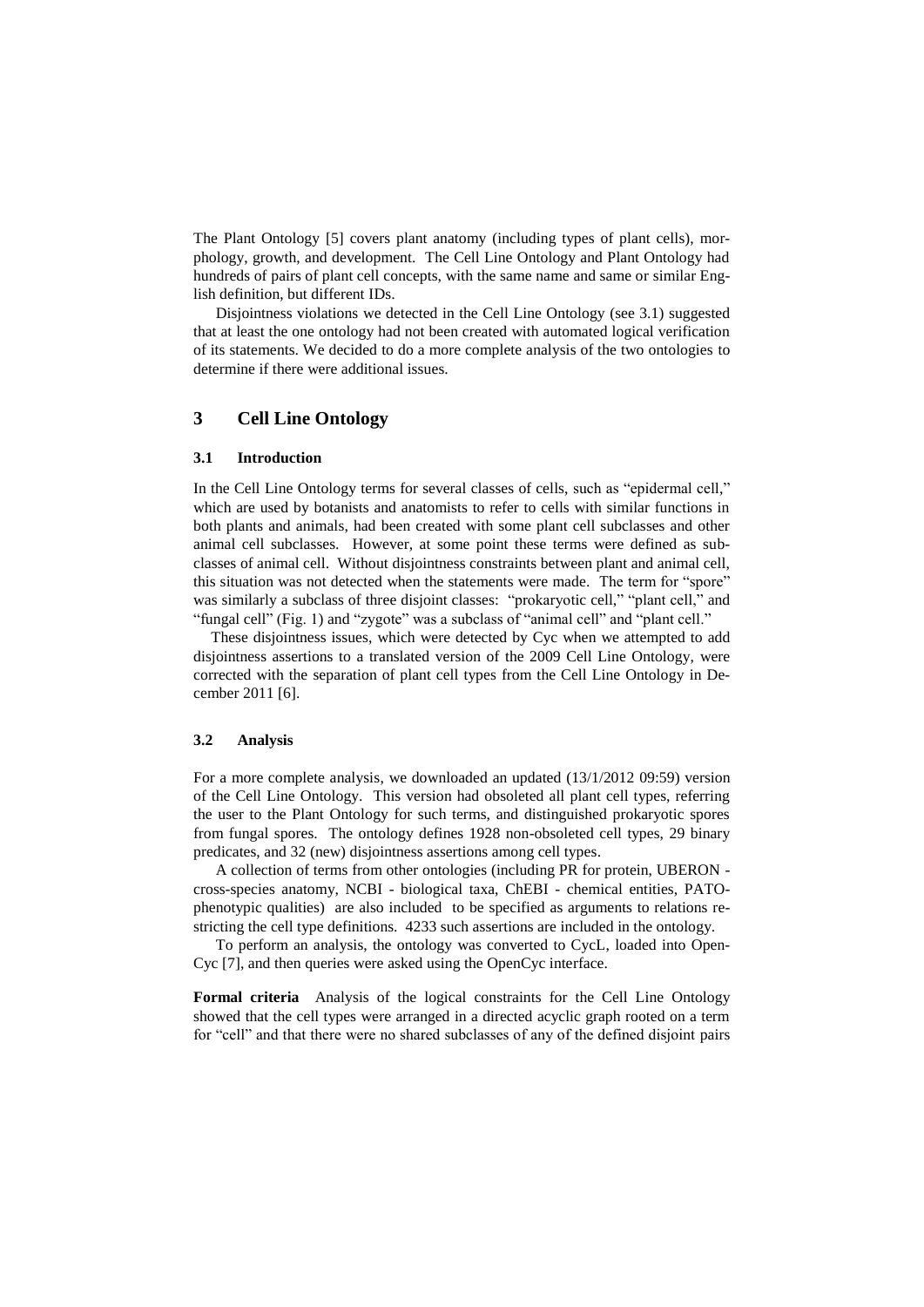The Plant Ontology [5] covers plant anatomy (including types of plant cells), morphology, growth, and development. The Cell Line Ontology and Plant Ontology had hundreds of pairs of plant cell concepts, with the same name and same or similar English definition, but different IDs.

Disjointness violations we detected in the Cell Line Ontology (see 3.1) suggested that at least the one ontology had not been created with automated logical verification of its statements. We decided to do a more complete analysis of the two ontologies to determine if there were additional issues.

## 3 Cell Line Ontology

### 3.1 Introduction

In the Cell Line Ontology terms for several classes of cells, such as "epidermal cell," which are used by botanists and anatomists to refer to cells with similar functions in both plants and animals, had been created with some plant cell subclasses and other animal cell subclasses. However, at some point these terms were defined as subclasses of animal cell. Without disjointness constraints between plant and animal cell, this situation was not detected when the statements were made. The term for "spore" was similarly a subclass of three disjoint classes: "prokaryotic cell," "plant cell," and "fungal cell" (Fig. 1) and "zygote" was a subclass of "animal cell" and "plant cell."

These disjointness issues, which were detected by Cyc when we attempted to add disjointness assertions to a translated version of the 2009 Cell Line Ontology, were corrected with the separation of plant cell types from the Cell Line Ontology in December 2011 [6].

### 3.2 Analysis

For a more complete analysis, we downloaded an updated (13/1/2012 09:59) version of the Cell Line Ontology. This version had obsoleted all plant cell types, referring the user to the Plant Ontology for such terms, and distinguished prokaryotic spores from fungal spores. The ontology defines 1928 non-obsoleted cell types, 29 binary predicates, and 32 (new) disjointness assertions among cell types.

A collection of terms from other ontologies (including PR for protein, UBERON - cross-species anatomy, NCBI - biological taxa, ChEBI - chemical entities, PATO-phenotypic qualities) are also included to be specified as arguments to relations restricting the cell type definitions. 4233 such assertions are included in the ontology.

To perform an analysis, the ontology was converted to CycL, loaded into OpenCyc [7], and then queries were asked using the OpenCyc interface.

**Formal criteria** Analysis of the logical constraints for the Cell Line Ontology showed that the cell types were arranged in a directed acyclic graph rooted on a term for "cell" and that there were no shared subclasses of any of the defined disjoint pairs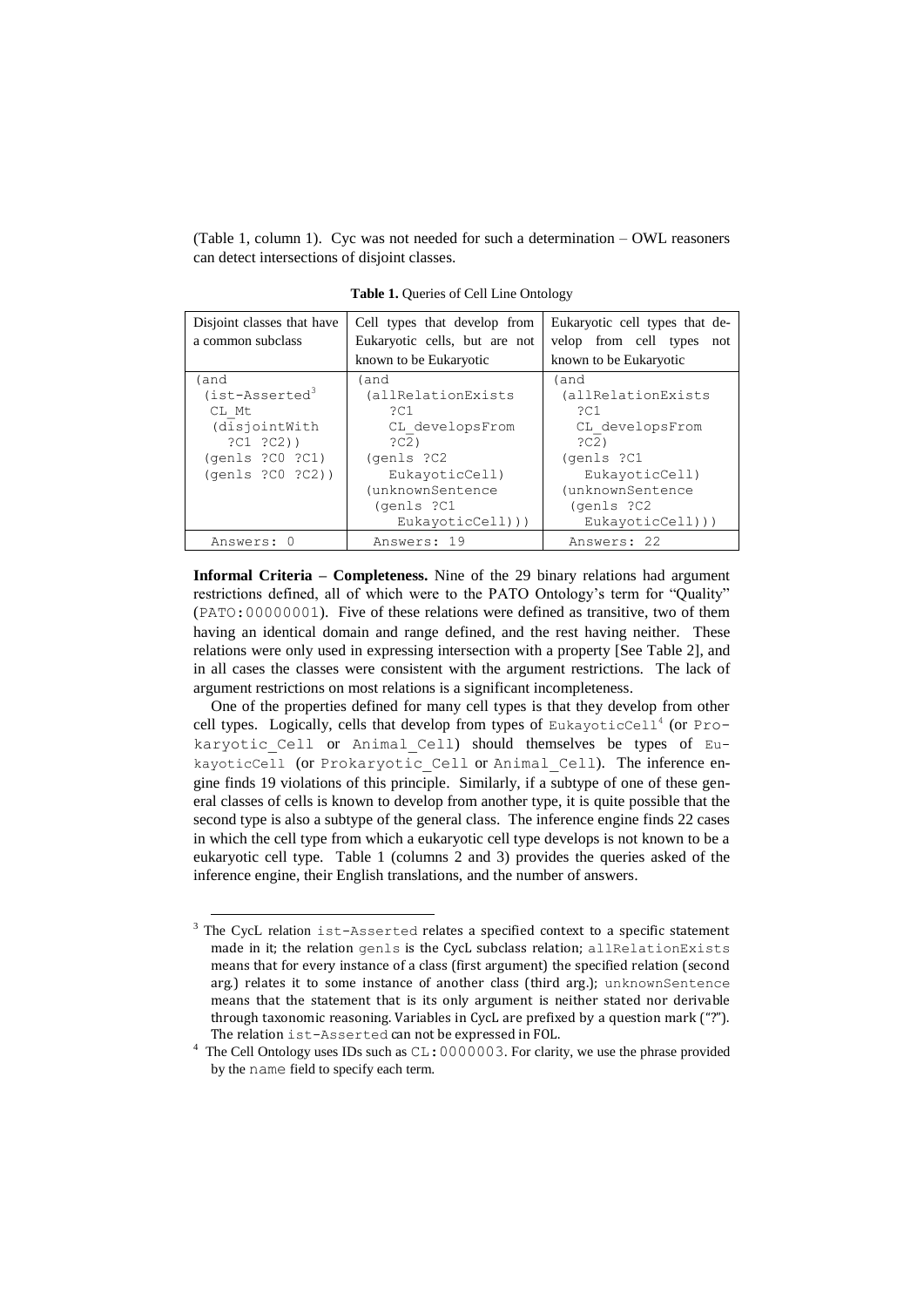(Table 1, column 1). Cyc was not needed for such a determination – OWL reasoners can detect intersections of disjoint classes.

**Table 1.** Queries of Cell Line Ontology

| Disjoint classes that have a common subclass | Cell types that develop from Eukaryotic cells, but are not known to be Eukaryotic | Eukaryotic cell types that develop from cell types not known to be Eukaryotic |
|---|---|---|
| (and (ist-Asserted[3] CL_Mt (disjointWith ?C1 ?C2)) (genls ?C0 ?C1) (genls ?C0 ?C2)) | (and (allRelationExists ?C1 CL_developsFrom ?C2) (genls ?C2 EukayoticCell) (unknownSentence (genls ?C1 EukayoticCell))) | (and (allRelationExists ?C1 CL_developsFrom ?C2) (genls ?C1 EukayoticCell) (unknownSentence (genls ?C2 EukayoticCell))) |
| Answers: 0 | Answers: 19 | Answers: 22 |

**Informal Criteria – Completeness.** Nine of the 29 binary relations had argument restrictions defined, all of which were to the PATO Ontology's term for "Quality" (PATO:00000001). Five of these relations were defined as transitive, two of them having an identical domain and range defined, and the rest having neither. These relations were only used in expressing intersection with a property [See Table 2], and in all cases the classes were consistent with the argument restrictions. The lack of argument restrictions on most relations is a significant incompleteness.

One of the properties defined for many cell types is that they develop from other cell types. Logically, cells that develop from types of EukayoticCell[4] (or Prokaryotic_Cell or Animal_Cell) should themselves be types of EukayoticCell (or Prokaryotic_Cell or Animal_Cell). The inference engine finds 19 violations of this principle. Similarly, if a subtype of one of these general classes of cells is known to develop from another type, it is quite possible that the second type is also a subtype of the general class. The inference engine finds 22 cases in which the cell type from which a eukaryotic cell type develops is not known to be a eukaryotic cell type. Table 1 (columns 2 and 3) provides the queries asked of the inference engine, their English translations, and the number of answers.

[3] The CycL relation ist-Asserted relates a specified context to a specific statement made in it; the relation genls is the CycL subclass relation; allRelationExists means that for every instance of a class (first argument) the specified relation (second arg.) relates it to some instance of another class (third arg.); unknownSentence means that the statement that is its only argument is neither stated nor derivable through taxonomic reasoning. Variables in CycL are prefixed by a question mark ("?"). The relation ist-Asserted can not be expressed in FOL.

[4] The Cell Ontology uses IDs such as CL:0000003. For clarity, we use the phrase provided by the name field to specify each term.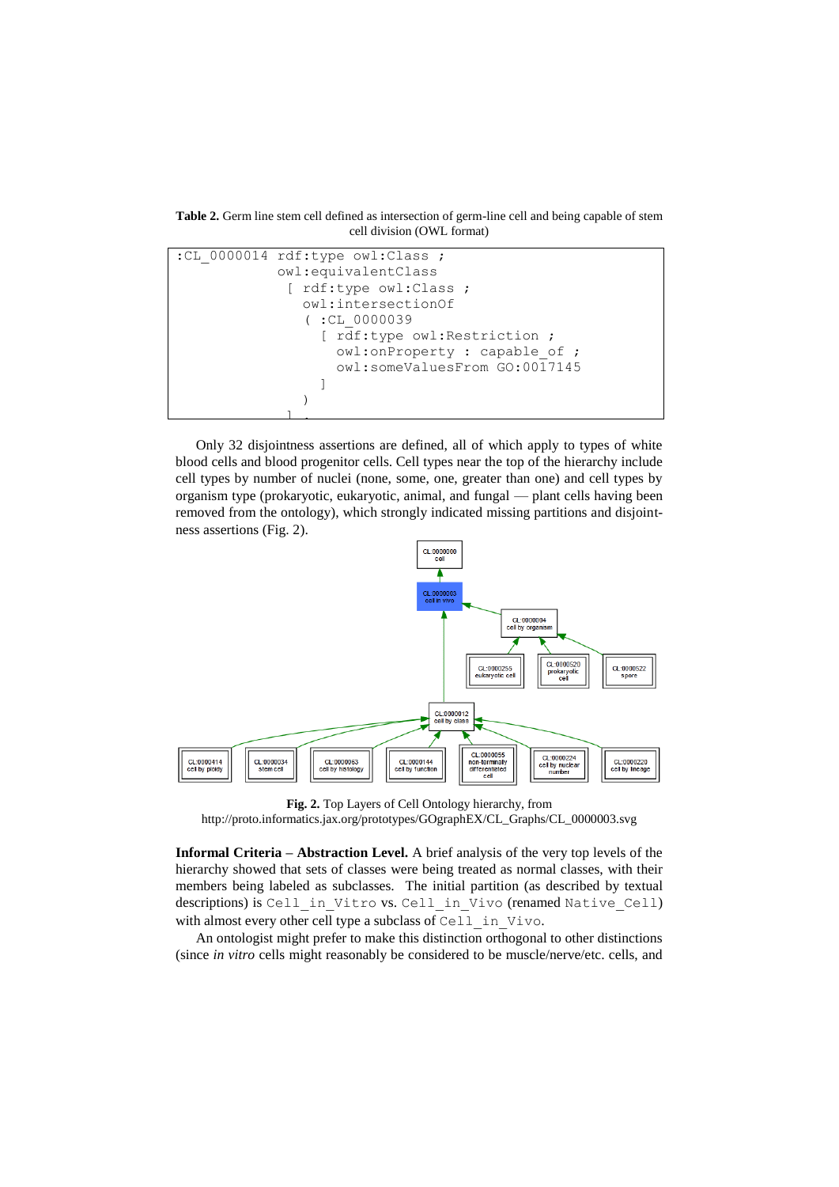**Table 2.** Germ line stem cell defined as intersection of germ-line cell and being capable of stem cell division (OWL format)

```
:CL_0000014 rdf:type owl:Class ;
            owl:equivalentClass
             [ rdf:type owl:Class ;
               owl:intersectionOf
               ( :CL_0000039
                 [ rdf:type owl:Restriction ;
                   owl:onProperty : capable_of ;
                   owl:someValuesFrom GO:0017145
                 ]
               )
             ] .
```

Only 32 disjointness assertions are defined, all of which apply to types of white blood cells and blood progenitor cells. Cell types near the top of the hierarchy include cell types by number of nuclei (none, some, one, greater than one) and cell types by organism type (prokaryotic, eukaryotic, animal, and fungal — plant cells having been removed from the ontology), which strongly indicated missing partitions and disjointness assertions (Fig. 2).

**Fig. 2.** Top Layers of Cell Ontology hierarchy, from http://proto.informatics.jax.org/prototypes/GOgraphEX/CL_Graphs/CL_0000003.svg

**Informal Criteria – Abstraction Level.** A brief analysis of the very top levels of the hierarchy showed that sets of classes were being treated as normal classes, with their members being labeled as subclasses. The initial partition (as described by textual descriptions) is `Cell_in_Vitro` vs. `Cell_in_Vivo` (renamed `Native_Cell`) with almost every other cell type a subclass of `Cell_in_Vivo`.

An ontologist might prefer to make this distinction orthogonal to other distinctions (since *in vitro* cells might reasonably be considered to be muscle/nerve/etc. cells, and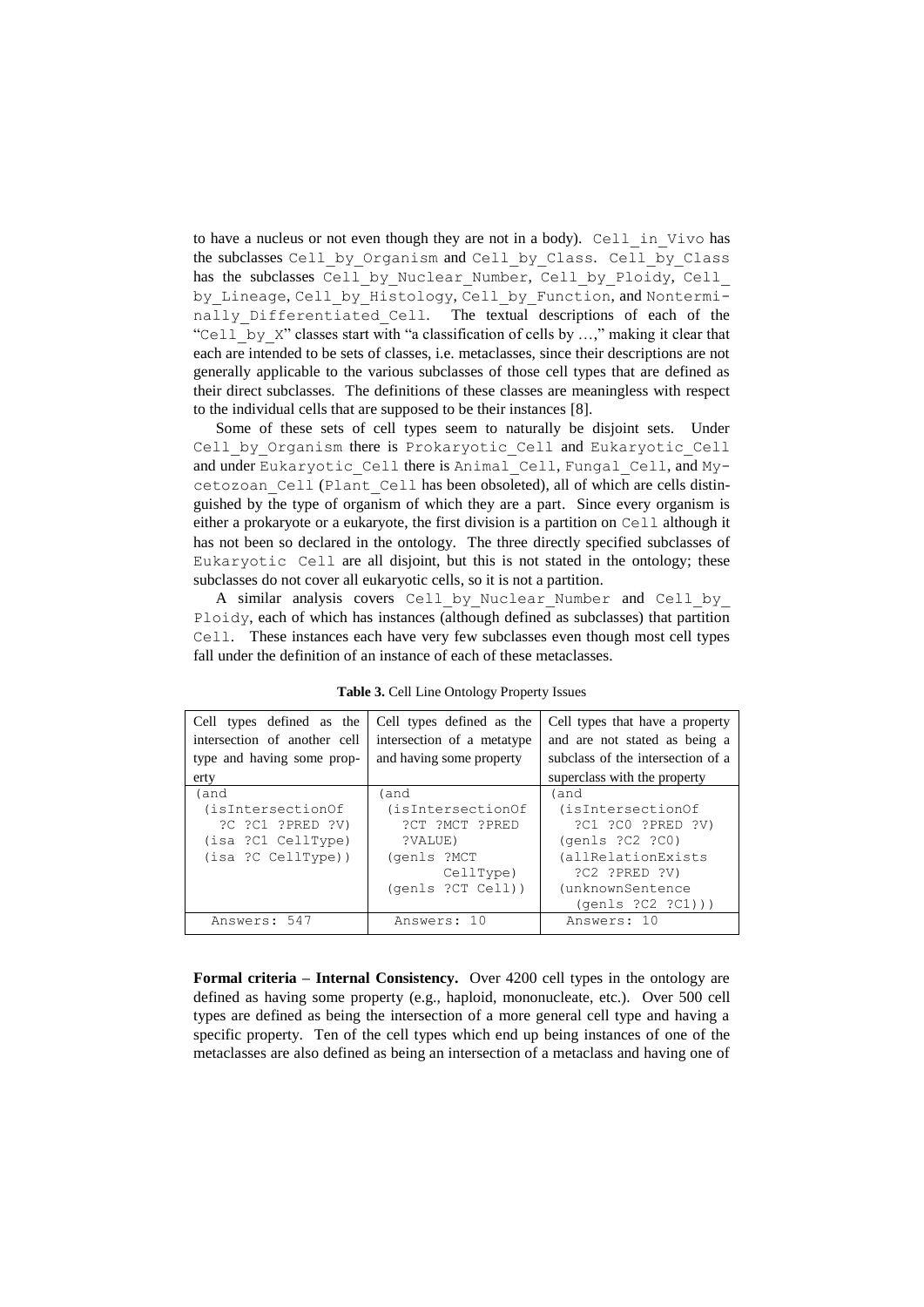to have a nucleus or not even though they are not in a body). `Cell_in_Vivo` has the subclasses `Cell_by_Organism` and `Cell_by_Class`. `Cell_by_Class` has the subclasses `Cell_by_Nuclear_Number`, `Cell_by_Ploidy`, `Cell_by_Lineage`, `Cell_by_Histology`, `Cell_by_Function`, and `Nonterminally_Differentiated_Cell`. The textual descriptions of each of the "`Cell_by_X`" classes start with "a classification of cells by …," making it clear that each are intended to be sets of classes, i.e. metaclasses, since their descriptions are not generally applicable to the various subclasses of those cell types that are defined as their direct subclasses. The definitions of these classes are meaningless with respect to the individual cells that are supposed to be their instances [8].

Some of these sets of cell types seem to naturally be disjoint sets. Under `Cell_by_Organism` there is `Prokaryotic_Cell` and `Eukaryotic_Cell` and under `Eukaryotic_Cell` there is `Animal_Cell`, `Fungal_Cell`, and `Mycetozoan_Cell` (`Plant_Cell` has been obsoleted), all of which are cells distinguished by the type of organism of which they are a part. Since every organism is either a prokaryote or a eukaryote, the first division is a partition on `Cell` although it has not been so declared in the ontology. The three directly specified subclasses of `Eukaryotic Cell` are all disjoint, but this is not stated in the ontology; these subclasses do not cover all eukaryotic cells, so it is not a partition.

A similar analysis covers `Cell_by_Nuclear_Number` and `Cell_by_Ploidy`, each of which has instances (although defined as subclasses) that partition `Cell`. These instances each have very few subclasses even though most cell types fall under the definition of an instance of each of these metaclasses.

**Table 3.** Cell Line Ontology Property Issues

| Cell types defined as the intersection of another cell type and having some property | Cell types defined as the intersection of a metatype and having some property | Cell types that have a property and are not stated as being a subclass of the intersection of a superclass with the property |
|---|---|---|
| `(and (isIntersectionOf ?C ?C1 ?PRED ?V) (isa ?C1 CellType) (isa ?C CellType))` | `(and (isIntersectionOf ?CT ?MCT ?PRED ?VALUE) (genls ?MCT CellType) (genls ?CT Cell))` | `(and (isIntersectionOf ?C1 ?C0 ?PRED ?V) (genls ?C2 ?C0) (allRelationExists ?C2 ?PRED ?V) (unknownSentence (genls ?C2 ?C1)))` |
| Answers: 547 | Answers: 10 | Answers: 10 |

**Formal criteria – Internal Consistency.** Over 4200 cell types in the ontology are defined as having some property (e.g., haploid, mononucleate, etc.). Over 500 cell types are defined as being the intersection of a more general cell type and having a specific property. Ten of the cell types which end up being instances of one of the metaclasses are also defined as being an intersection of a metaclass and having one of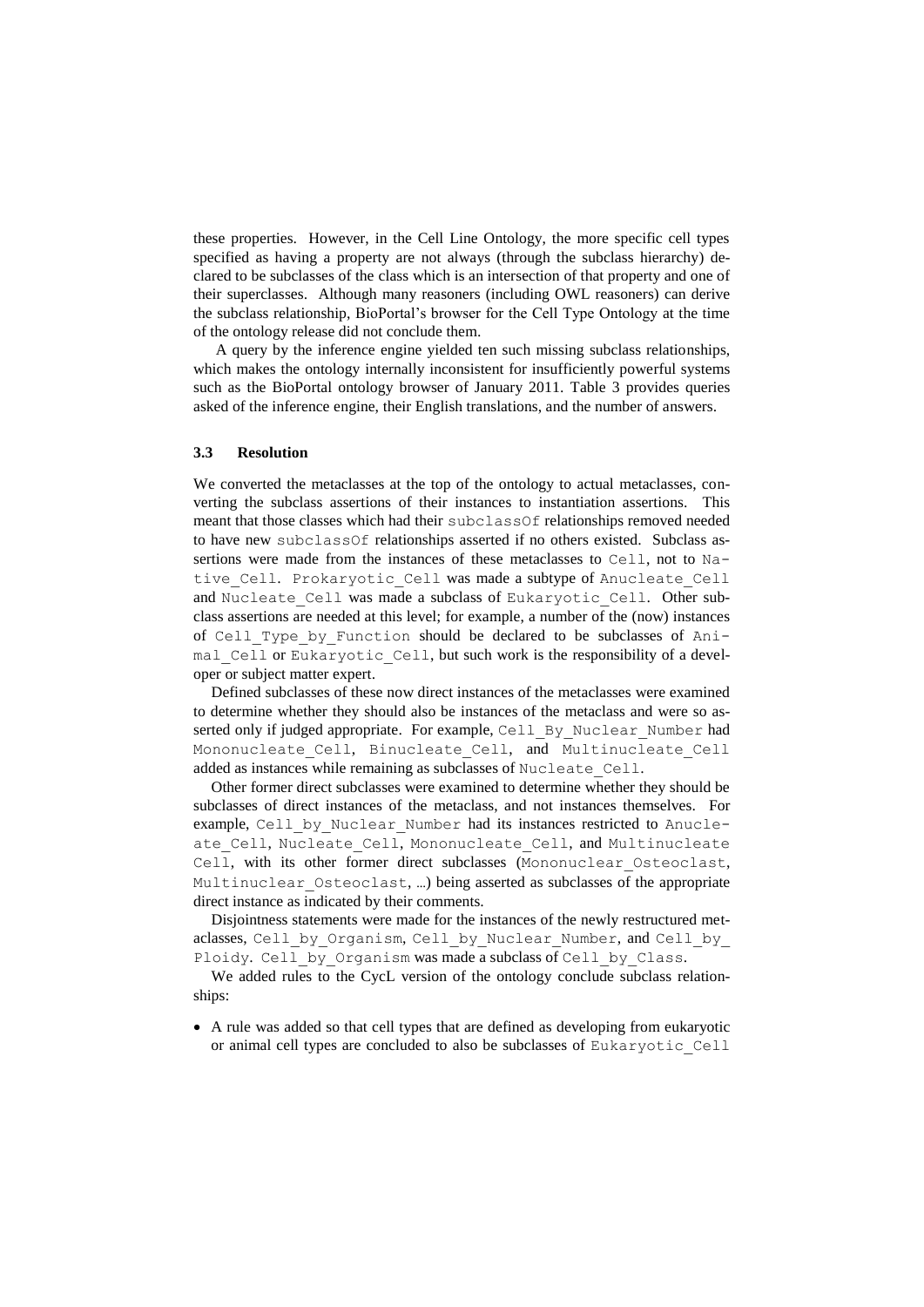these properties. However, in the Cell Line Ontology, the more specific cell types specified as having a property are not always (through the subclass hierarchy) declared to be subclasses of the class which is an intersection of that property and one of their superclasses. Although many reasoners (including OWL reasoners) can derive the subclass relationship, BioPortal's browser for the Cell Type Ontology at the time of the ontology release did not conclude them.

A query by the inference engine yielded ten such missing subclass relationships, which makes the ontology internally inconsistent for insufficiently powerful systems such as the BioPortal ontology browser of January 2011. Table 3 provides queries asked of the inference engine, their English translations, and the number of answers.

### 3.3 Resolution

We converted the metaclasses at the top of the ontology to actual metaclasses, converting the subclass assertions of their instances to instantiation assertions. This meant that those classes which had their `subclassOf` relationships removed needed to have new `subclassOf` relationships asserted if no others existed. Subclass assertions were made from the instances of these metaclasses to `Cell`, not to `Native_Cell`. `Prokaryotic_Cell` was made a subtype of `Anucleate_Cell` and `Nucleate_Cell` was made a subclass of `Eukaryotic_Cell`. Other subclass assertions are needed at this level; for example, a number of the (now) instances of `Cell_Type_by_Function` should be declared to be subclasses of `Animal_Cell` or `Eukaryotic_Cell`, but such work is the responsibility of a developer or subject matter expert.

Defined subclasses of these now direct instances of the metaclasses were examined to determine whether they should also be instances of the metaclass and were so asserted only if judged appropriate. For example, `Cell_By_Nuclear_Number` had `Mononucleate_Cell`, `Binucleate_Cell`, and `Multinucleate_Cell` added as instances while remaining as subclasses of `Nucleate_Cell`.

Other former direct subclasses were examined to determine whether they should be subclasses of direct instances of the metaclass, and not instances themselves. For example, `Cell_by_Nuclear_Number` had its instances restricted to `Anucleate_Cell`, `Nucleate_Cell`, `Mononucleate_Cell`, and `Multinucleate Cell`, with its other former direct subclasses (`Mononuclear_Osteoclast`, `Multinuclear_Osteoclast`, …) being asserted as subclasses of the appropriate direct instance as indicated by their comments.

Disjointness statements were made for the instances of the newly restructured metaclasses, `Cell_by_Organism`, `Cell_by_Nuclear_Number`, and `Cell_by_Ploidy`. `Cell_by_Organism` was made a subclass of `Cell_by_Class`.

We added rules to the CycL version of the ontology conclude subclass relationships:

- A rule was added so that cell types that are defined as developing from eukaryotic or animal cell types are concluded to also be subclasses of `Eukaryotic_Cell`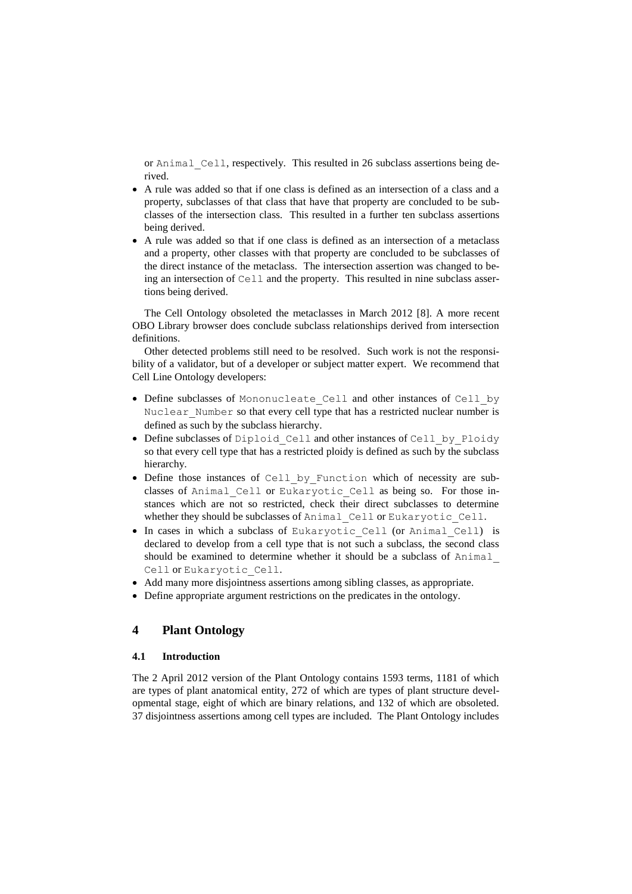or `Animal_Cell`, respectively. This resulted in 26 subclass assertions being derived.

- A rule was added so that if one class is defined as an intersection of a class and a property, subclasses of that class that have that property are concluded to be subclasses of the intersection class. This resulted in a further ten subclass assertions being derived.
- A rule was added so that if one class is defined as an intersection of a metaclass and a property, other classes with that property are concluded to be subclasses of the direct instance of the metaclass. The intersection assertion was changed to being an intersection of `Cell` and the property. This resulted in nine subclass assertions being derived.

The Cell Ontology obsoleted the metaclasses in March 2012 [8]. A more recent OBO Library browser does conclude subclass relationships derived from intersection definitions.

Other detected problems still need to be resolved. Such work is not the responsibility of a validator, but of a developer or subject matter expert. We recommend that Cell Line Ontology developers:

- Define subclasses of `Mononucleate_Cell` and other instances of `Cell_by Nuclear_Number` so that every cell type that has a restricted nuclear number is defined as such by the subclass hierarchy.
- Define subclasses of `Diploid_Cell` and other instances of `Cell_by_Ploidy` so that every cell type that has a restricted ploidy is defined as such by the subclass hierarchy.
- Define those instances of `Cell_by_Function` which of necessity are subclasses of `Animal_Cell` or `Eukaryotic_Cell` as being so. For those instances which are not so restricted, check their direct subclasses to determine whether they should be subclasses of `Animal_Cell` or `Eukaryotic_Cell`.
- In cases in which a subclass of `Eukaryotic_Cell` (or `Animal_Cell`) is declared to develop from a cell type that is not such a subclass, the second class should be examined to determine whether it should be a subclass of `Animal_ Cell` or `Eukaryotic_Cell`.
- Add many more disjointness assertions among sibling classes, as appropriate.
- Define appropriate argument restrictions on the predicates in the ontology.

## 4 Plant Ontology

### 4.1 Introduction

The 2 April 2012 version of the Plant Ontology contains 1593 terms, 1181 of which are types of plant anatomical entity, 272 of which are types of plant structure developmental stage, eight of which are binary relations, and 132 of which are obsoleted. 37 disjointness assertions among cell types are included. The Plant Ontology includes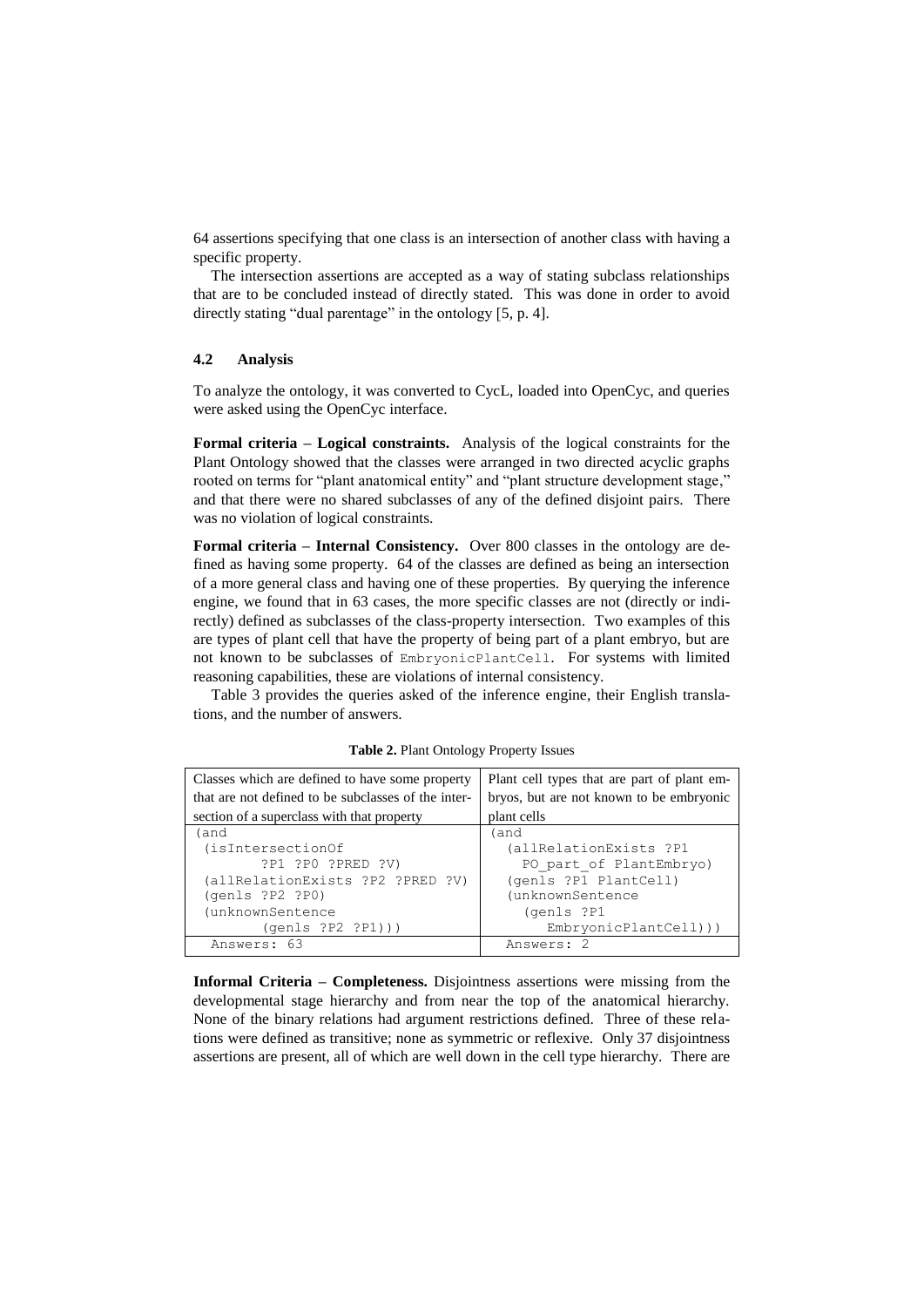64 assertions specifying that one class is an intersection of another class with having a specific property.

The intersection assertions are accepted as a way of stating subclass relationships that are to be concluded instead of directly stated. This was done in order to avoid directly stating "dual parentage" in the ontology [5, p. 4].

### 4.2 Analysis

To analyze the ontology, it was converted to CycL, loaded into OpenCyc, and queries were asked using the OpenCyc interface.

**Formal criteria – Logical constraints.** Analysis of the logical constraints for the Plant Ontology showed that the classes were arranged in two directed acyclic graphs rooted on terms for "plant anatomical entity" and "plant structure development stage," and that there were no shared subclasses of any of the defined disjoint pairs. There was no violation of logical constraints.

**Formal criteria – Internal Consistency.** Over 800 classes in the ontology are defined as having some property. 64 of the classes are defined as being an intersection of a more general class and having one of these properties. By querying the inference engine, we found that in 63 cases, the more specific classes are not (directly or indirectly) defined as subclasses of the class-property intersection. Two examples of this are types of plant cell that have the property of being part of a plant embryo, but are not known to be subclasses of `EmbryonicPlantCell`. For systems with limited reasoning capabilities, these are violations of internal consistency.

Table 3 provides the queries asked of the inference engine, their English translations, and the number of answers.

**Table 2.** Plant Ontology Property Issues

| Classes which are defined to have some property that are not defined to be subclasses of the intersection of a superclass with that property | Plant cell types that are part of plant embryos, but are not known to be embryonic plant cells |
|---|---|
| `(and (isIntersectionOf ?P1 ?P0 ?PRED ?V) (allRelationExists ?P2 ?PRED ?V) (genls ?P2 ?P0) (unknownSentence (genls ?P2 ?P1)))` | `(and (allRelationExists ?P1 PO_part_of PlantEmbryo) (genls ?P1 PlantCell) (unknownSentence (genls ?P1 EmbryonicPlantCell)))` |
| Answers: 63 | Answers: 2 |

**Informal Criteria – Completeness.** Disjointness assertions were missing from the developmental stage hierarchy and from near the top of the anatomical hierarchy. None of the binary relations had argument restrictions defined. Three of these relations were defined as transitive; none as symmetric or reflexive. Only 37 disjointness assertions are present, all of which are well down in the cell type hierarchy. There are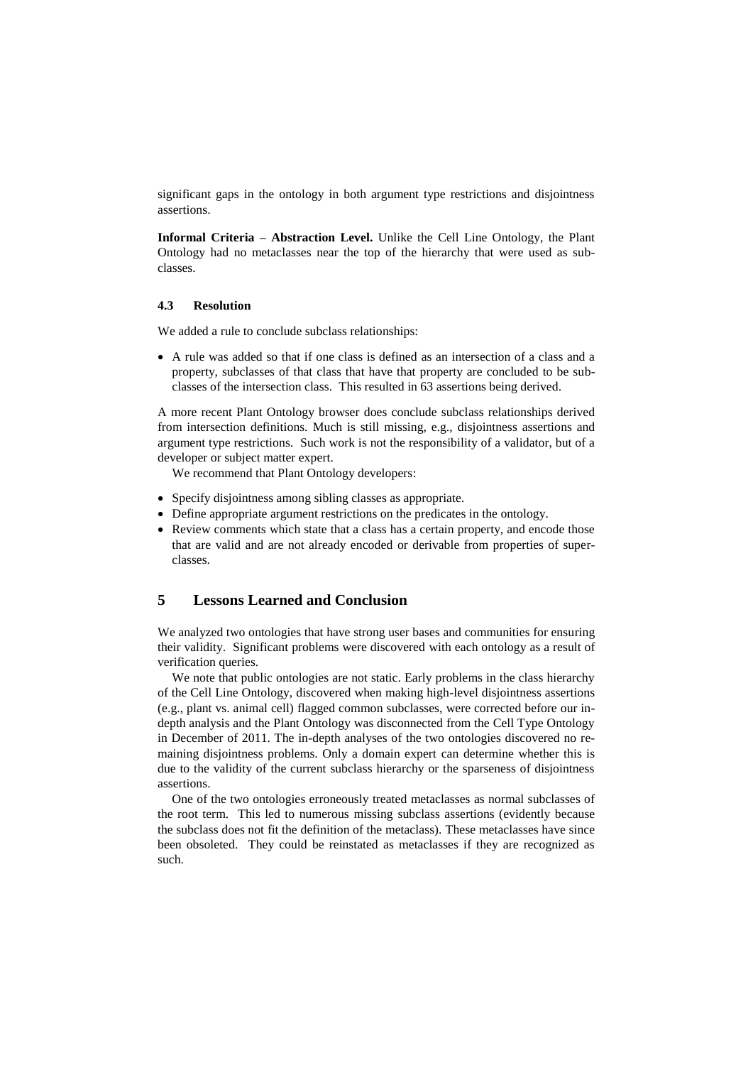significant gaps in the ontology in both argument type restrictions and disjointness assertions.

**Informal Criteria – Abstraction Level.** Unlike the Cell Line Ontology, the Plant Ontology had no metaclasses near the top of the hierarchy that were used as subclasses.

### 4.3 Resolution

We added a rule to conclude subclass relationships:

- A rule was added so that if one class is defined as an intersection of a class and a property, subclasses of that class that have that property are concluded to be subclasses of the intersection class. This resulted in 63 assertions being derived.

A more recent Plant Ontology browser does conclude subclass relationships derived from intersection definitions. Much is still missing, e.g., disjointness assertions and argument type restrictions. Such work is not the responsibility of a validator, but of a developer or subject matter expert.

We recommend that Plant Ontology developers:

- Specify disjointness among sibling classes as appropriate.
- Define appropriate argument restrictions on the predicates in the ontology.
- Review comments which state that a class has a certain property, and encode those that are valid and are not already encoded or derivable from properties of superclasses.

## 5 Lessons Learned and Conclusion

We analyzed two ontologies that have strong user bases and communities for ensuring their validity. Significant problems were discovered with each ontology as a result of verification queries.

We note that public ontologies are not static. Early problems in the class hierarchy of the Cell Line Ontology, discovered when making high-level disjointness assertions (e.g., plant vs. animal cell) flagged common subclasses, were corrected before our in-depth analysis and the Plant Ontology was disconnected from the Cell Type Ontology in December of 2011. The in-depth analyses of the two ontologies discovered no remaining disjointness problems. Only a domain expert can determine whether this is due to the validity of the current subclass hierarchy or the sparseness of disjointness assertions.

One of the two ontologies erroneously treated metaclasses as normal subclasses of the root term. This led to numerous missing subclass assertions (evidently because the subclass does not fit the definition of the metaclass). These metaclasses have since been obsoleted. They could be reinstated as metaclasses if they are recognized as such.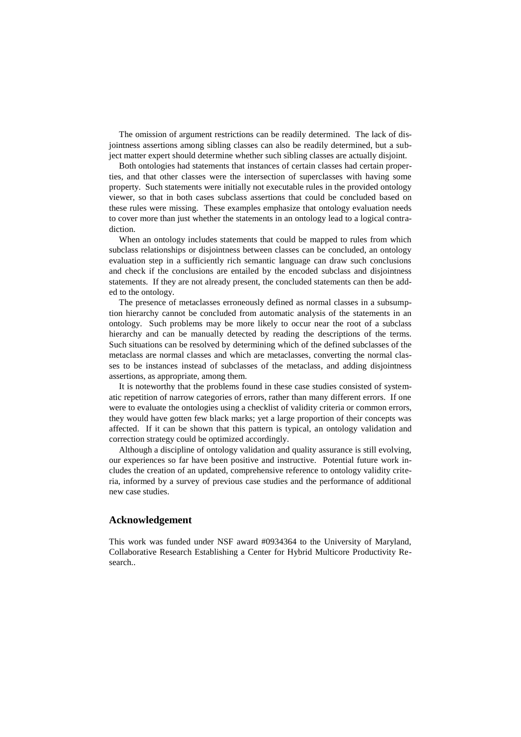The omission of argument restrictions can be readily determined. The lack of disjointness assertions among sibling classes can also be readily determined, but a subject matter expert should determine whether such sibling classes are actually disjoint.

Both ontologies had statements that instances of certain classes had certain properties, and that other classes were the intersection of superclasses with having some property. Such statements were initially not executable rules in the provided ontology viewer, so that in both cases subclass assertions that could be concluded based on these rules were missing. These examples emphasize that ontology evaluation needs to cover more than just whether the statements in an ontology lead to a logical contradiction.

When an ontology includes statements that could be mapped to rules from which subclass relationships or disjointness between classes can be concluded, an ontology evaluation step in a sufficiently rich semantic language can draw such conclusions and check if the conclusions are entailed by the encoded subclass and disjointness statements. If they are not already present, the concluded statements can then be added to the ontology.

The presence of metaclasses erroneously defined as normal classes in a subsumption hierarchy cannot be concluded from automatic analysis of the statements in an ontology. Such problems may be more likely to occur near the root of a subclass hierarchy and can be manually detected by reading the descriptions of the terms. Such situations can be resolved by determining which of the defined subclasses of the metaclass are normal classes and which are metaclasses, converting the normal classes to be instances instead of subclasses of the metaclass, and adding disjointness assertions, as appropriate, among them.

It is noteworthy that the problems found in these case studies consisted of systematic repetition of narrow categories of errors, rather than many different errors. If one were to evaluate the ontologies using a checklist of validity criteria or common errors, they would have gotten few black marks; yet a large proportion of their concepts was affected. If it can be shown that this pattern is typical, an ontology validation and correction strategy could be optimized accordingly.

Although a discipline of ontology validation and quality assurance is still evolving, our experiences so far have been positive and instructive. Potential future work includes the creation of an updated, comprehensive reference to ontology validity criteria, informed by a survey of previous case studies and the performance of additional new case studies.

## Acknowledgement

This work was funded under NSF award #0934364 to the University of Maryland, Collaborative Research Establishing a Center for Hybrid Multicore Productivity Research..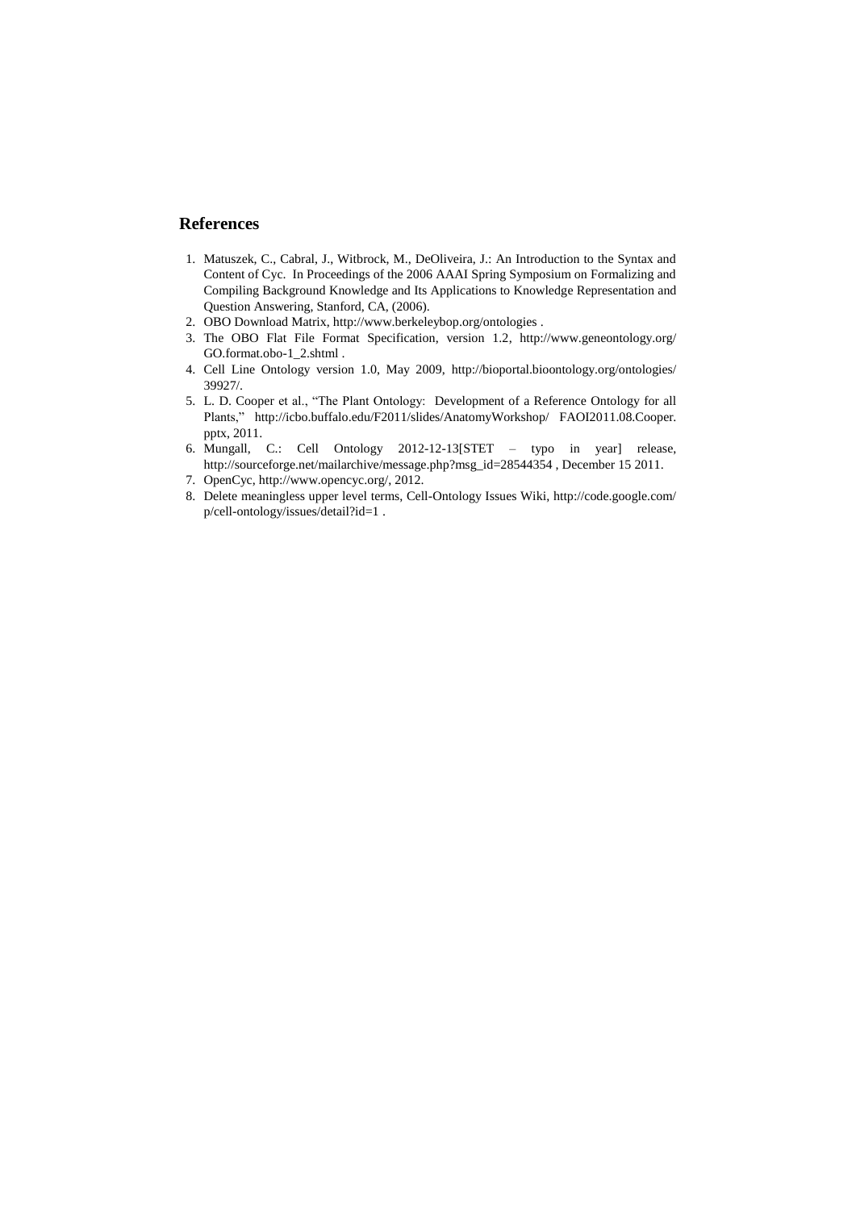## References

1. Matuszek, C., Cabral, J., Witbrock, M., DeOliveira, J.: An Introduction to the Syntax and Content of Cyc. In Proceedings of the 2006 AAAI Spring Symposium on Formalizing and Compiling Background Knowledge and Its Applications to Knowledge Representation and Question Answering, Stanford, CA, (2006).
2. OBO Download Matrix, http://www.berkeleybop.org/ontologies .
3. The OBO Flat File Format Specification, version 1.2, http://www.geneontology.org/GO.format.obo-1_2.shtml .
4. Cell Line Ontology version 1.0, May 2009, http://bioportal.bioontology.org/ontologies/39927/.
5. L. D. Cooper et al., "The Plant Ontology: Development of a Reference Ontology for all Plants," http://icbo.buffalo.edu/F2011/slides/AnatomyWorkshop/ FAOI2011.08.Cooper.pptx, 2011.
6. Mungall, C.: Cell Ontology 2012-12-13[STET – typo in year] release, http://sourceforge.net/mailarchive/message.php?msg_id=28544354 , December 15 2011.
7. OpenCyc, http://www.opencyc.org/, 2012.
8. Delete meaningless upper level terms, Cell-Ontology Issues Wiki, http://code.google.com/p/cell-ontology/issues/detail?id=1 .